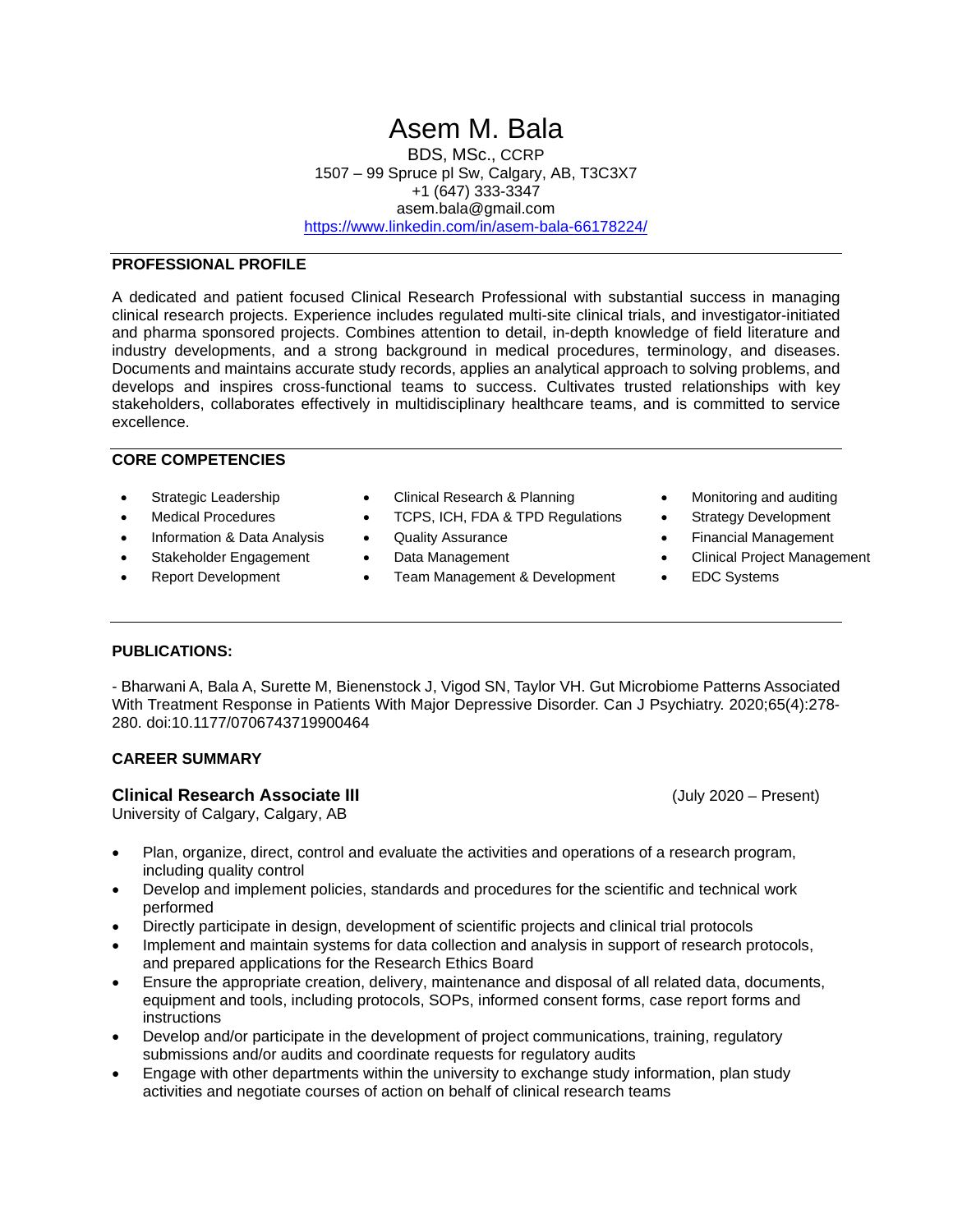# Asem M. Bala

BDS, MSc., CCRP
1507 – 99 Spruce pl Sw, Calgary, AB, T3C3X7
+1 (647) 333-3347
asem.bala@gmail.com
[https://www.linkedin.com/in/asem-bala-66178224/](https://www.linkedin.com/in/asem-bala-66178224/)

## PROFESSIONAL PROFILE

A dedicated and patient focused Clinical Research Professional with substantial success in managing clinical research projects. Experience includes regulated multi-site clinical trials, and investigator-initiated and pharma sponsored projects. Combines attention to detail, in-depth knowledge of field literature and industry developments, and a strong background in medical procedures, terminology, and diseases. Documents and maintains accurate study records, applies an analytical approach to solving problems, and develops and inspires cross-functional teams to success. Cultivates trusted relationships with key stakeholders, collaborates effectively in multidisciplinary healthcare teams, and is committed to service excellence.

## CORE COMPETENCIES

- Strategic Leadership
- Medical Procedures
- Information & Data Analysis
- Stakeholder Engagement
- Report Development
- Clinical Research & Planning
- TCPS, ICH, FDA & TPD Regulations
- Quality Assurance
- Data Management
- Team Management & Development
- Monitoring and auditing
- Strategy Development
- Financial Management
- Clinical Project Management
- EDC Systems

## PUBLICATIONS:

- Bharwani A, Bala A, Surette M, Bienenstock J, Vigod SN, Taylor VH. Gut Microbiome Patterns Associated With Treatment Response in Patients With Major Depressive Disorder. Can J Psychiatry. 2020;65(4):278-280. doi:10.1177/0706743719900464

## CAREER SUMMARY

### Clinical Research Associate III (July 2020 – Present)

University of Calgary, Calgary, AB

- Plan, organize, direct, control and evaluate the activities and operations of a research program, including quality control
- Develop and implement policies, standards and procedures for the scientific and technical work performed
- Directly participate in design, development of scientific projects and clinical trial protocols
- Implement and maintain systems for data collection and analysis in support of research protocols, and prepared applications for the Research Ethics Board
- Ensure the appropriate creation, delivery, maintenance and disposal of all related data, documents, equipment and tools, including protocols, SOPs, informed consent forms, case report forms and instructions
- Develop and/or participate in the development of project communications, training, regulatory submissions and/or audits and coordinate requests for regulatory audits
- Engage with other departments within the university to exchange study information, plan study activities and negotiate courses of action on behalf of clinical research teams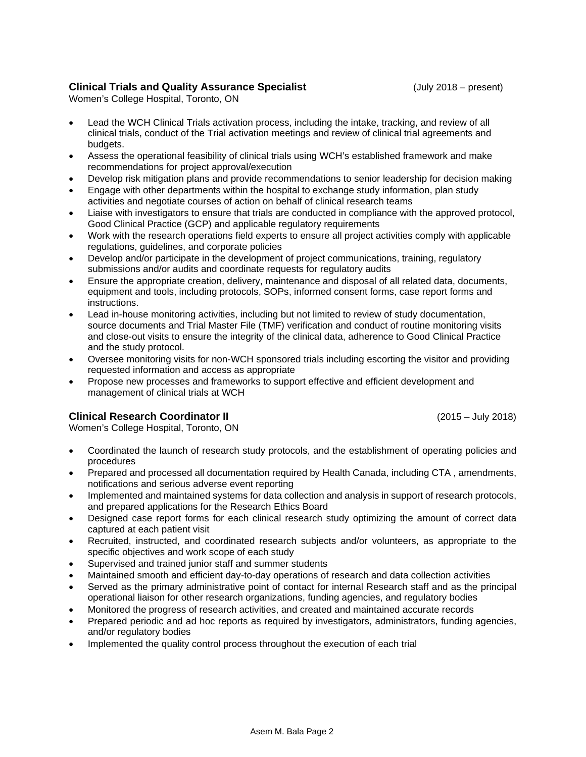**Clinical Trials and Quality Assurance Specialist** (July 2018 – present)
Women's College Hospital, Toronto, ON

- Lead the WCH Clinical Trials activation process, including the intake, tracking, and review of all clinical trials, conduct of the Trial activation meetings and review of clinical trial agreements and budgets.
- Assess the operational feasibility of clinical trials using WCH's established framework and make recommendations for project approval/execution
- Develop risk mitigation plans and provide recommendations to senior leadership for decision making
- Engage with other departments within the hospital to exchange study information, plan study activities and negotiate courses of action on behalf of clinical research teams
- Liaise with investigators to ensure that trials are conducted in compliance with the approved protocol, Good Clinical Practice (GCP) and applicable regulatory requirements
- Work with the research operations field experts to ensure all project activities comply with applicable regulations, guidelines, and corporate policies
- Develop and/or participate in the development of project communications, training, regulatory submissions and/or audits and coordinate requests for regulatory audits
- Ensure the appropriate creation, delivery, maintenance and disposal of all related data, documents, equipment and tools, including protocols, SOPs, informed consent forms, case report forms and instructions.
- Lead in-house monitoring activities, including but not limited to review of study documentation, source documents and Trial Master File (TMF) verification and conduct of routine monitoring visits and close-out visits to ensure the integrity of the clinical data, adherence to Good Clinical Practice and the study protocol.
- Oversee monitoring visits for non-WCH sponsored trials including escorting the visitor and providing requested information and access as appropriate
- Propose new processes and frameworks to support effective and efficient development and management of clinical trials at WCH

**Clinical Research Coordinator II** (2015 – July 2018)
Women's College Hospital, Toronto, ON

- Coordinated the launch of research study protocols, and the establishment of operating policies and procedures
- Prepared and processed all documentation required by Health Canada, including CTA , amendments, notifications and serious adverse event reporting
- Implemented and maintained systems for data collection and analysis in support of research protocols, and prepared applications for the Research Ethics Board
- Designed case report forms for each clinical research study optimizing the amount of correct data captured at each patient visit
- Recruited, instructed, and coordinated research subjects and/or volunteers, as appropriate to the specific objectives and work scope of each study
- Supervised and trained junior staff and summer students
- Maintained smooth and efficient day-to-day operations of research and data collection activities
- Served as the primary administrative point of contact for internal Research staff and as the principal operational liaison for other research organizations, funding agencies, and regulatory bodies
- Monitored the progress of research activities, and created and maintained accurate records
- Prepared periodic and ad hoc reports as required by investigators, administrators, funding agencies, and/or regulatory bodies
- Implemented the quality control process throughout the execution of each trial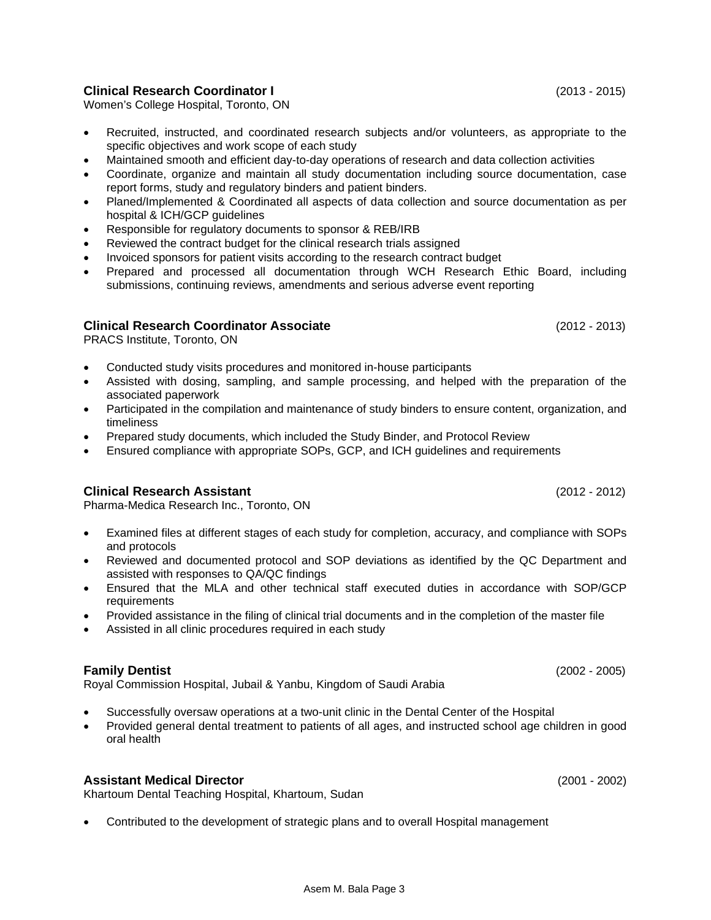**Clinical Research Coordinator I** (2013 - 2015)
Women's College Hospital, Toronto, ON

- Recruited, instructed, and coordinated research subjects and/or volunteers, as appropriate to the specific objectives and work scope of each study
- Maintained smooth and efficient day-to-day operations of research and data collection activities
- Coordinate, organize and maintain all study documentation including source documentation, case report forms, study and regulatory binders and patient binders.
- Planed/Implemented & Coordinated all aspects of data collection and source documentation as per hospital & ICH/GCP guidelines
- Responsible for regulatory documents to sponsor & REB/IRB
- Reviewed the contract budget for the clinical research trials assigned
- Invoiced sponsors for patient visits according to the research contract budget
- Prepared and processed all documentation through WCH Research Ethic Board, including submissions, continuing reviews, amendments and serious adverse event reporting

**Clinical Research Coordinator Associate** (2012 - 2013)
PRACS Institute, Toronto, ON

- Conducted study visits procedures and monitored in-house participants
- Assisted with dosing, sampling, and sample processing, and helped with the preparation of the associated paperwork
- Participated in the compilation and maintenance of study binders to ensure content, organization, and timeliness
- Prepared study documents, which included the Study Binder, and Protocol Review
- Ensured compliance with appropriate SOPs, GCP, and ICH guidelines and requirements

**Clinical Research Assistant** (2012 - 2012)
Pharma-Medica Research Inc., Toronto, ON

- Examined files at different stages of each study for completion, accuracy, and compliance with SOPs and protocols
- Reviewed and documented protocol and SOP deviations as identified by the QC Department and assisted with responses to QA/QC findings
- Ensured that the MLA and other technical staff executed duties in accordance with SOP/GCP requirements
- Provided assistance in the filing of clinical trial documents and in the completion of the master file
- Assisted in all clinic procedures required in each study

**Family Dentist** (2002 - 2005)
Royal Commission Hospital, Jubail & Yanbu, Kingdom of Saudi Arabia

- Successfully oversaw operations at a two-unit clinic in the Dental Center of the Hospital
- Provided general dental treatment to patients of all ages, and instructed school age children in good oral health

**Assistant Medical Director** (2001 - 2002)
Khartoum Dental Teaching Hospital, Khartoum, Sudan

- Contributed to the development of strategic plans and to overall Hospital management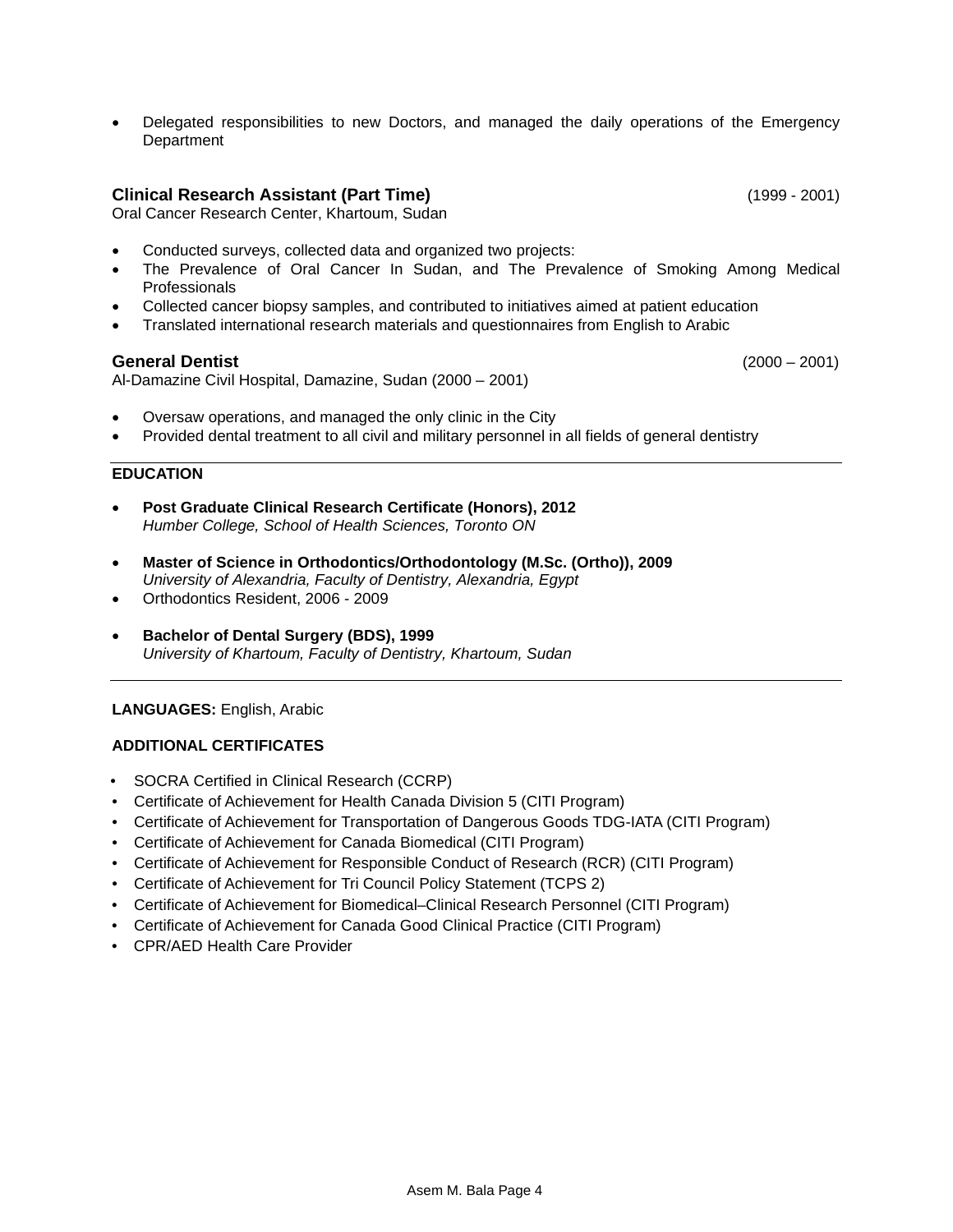- Delegated responsibilities to new Doctors, and managed the daily operations of the Emergency Department

**Clinical Research Assistant (Part Time)** (1999 - 2001)
Oral Cancer Research Center, Khartoum, Sudan

- Conducted surveys, collected data and organized two projects:
- The Prevalence of Oral Cancer In Sudan, and The Prevalence of Smoking Among Medical Professionals
- Collected cancer biopsy samples, and contributed to initiatives aimed at patient education
- Translated international research materials and questionnaires from English to Arabic

**General Dentist** (2000 – 2001)
Al-Damazine Civil Hospital, Damazine, Sudan (2000 – 2001)

- Oversaw operations, and managed the only clinic in the City
- Provided dental treatment to all civil and military personnel in all fields of general dentistry

## EDUCATION

- **Post Graduate Clinical Research Certificate (Honors), 2012**
  *Humber College, School of Health Sciences, Toronto ON*

- **Master of Science in Orthodontics/Orthodontology (M.Sc. (Ortho)), 2009**
  *University of Alexandria, Faculty of Dentistry, Alexandria, Egypt*
- Orthodontics Resident, 2006 - 2009

- **Bachelor of Dental Surgery (BDS), 1999**
  *University of Khartoum, Faculty of Dentistry, Khartoum, Sudan*

**LANGUAGES:** English, Arabic

## ADDITIONAL CERTIFICATES

- SOCRA Certified in Clinical Research (CCRP)
- Certificate of Achievement for Health Canada Division 5 (CITI Program)
- Certificate of Achievement for Transportation of Dangerous Goods TDG-IATA (CITI Program)
- Certificate of Achievement for Canada Biomedical (CITI Program)
- Certificate of Achievement for Responsible Conduct of Research (RCR) (CITI Program)
- Certificate of Achievement for Tri Council Policy Statement (TCPS 2)
- Certificate of Achievement for Biomedical–Clinical Research Personnel (CITI Program)
- Certificate of Achievement for Canada Good Clinical Practice (CITI Program)
- CPR/AED Health Care Provider